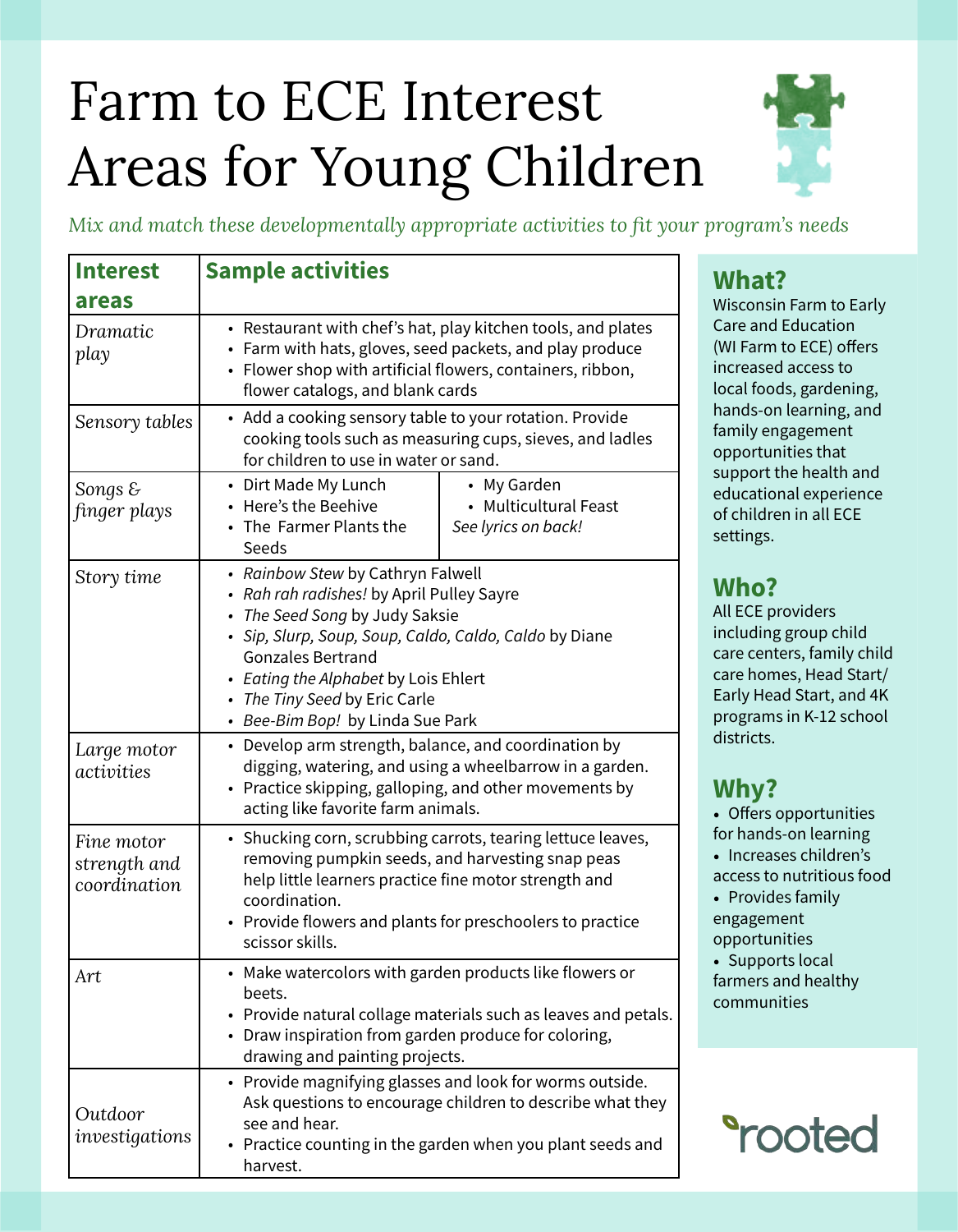# Farm to ECE Interest Areas for Young Children

*Mix and match these developmentally appropriate activities to fit your program's needs*

| Interest areas | Sample activities |
|---|---|
| *Dramatic play* | • Restaurant with chef's hat, play kitchen tools, and plates<br>• Farm with hats, gloves, seed packets, and play produce<br>• Flower shop with artificial flowers, containers, ribbon, flower catalogs, and blank cards |
| *Sensory tables* | • Add a cooking sensory table to your rotation. Provide cooking tools such as measuring cups, sieves, and ladles for children to use in water or sand. |
| *Songs & finger plays* | • Dirt Made My Lunch<br>• Here's the Beehive<br>• The Farmer Plants the Seeds<br>• My Garden<br>• Multicultural Feast<br>*See lyrics on back!* |
| *Story time* | • *Rainbow Stew* by Cathryn Falwell<br>• *Rah rah radishes!* by April Pulley Sayre<br>• *The Seed Song* by Judy Saksie<br>• *Sip, Slurp, Soup, Soup, Caldo, Caldo, Caldo* by Diane Gonzales Bertrand<br>• *Eating the Alphabet* by Lois Ehlert<br>• *The Tiny Seed* by Eric Carle<br>• *Bee-Bim Bop!* by Linda Sue Park |
| *Large motor activities* | • Develop arm strength, balance, and coordination by digging, watering, and using a wheelbarrow in a garden.<br>• Practice skipping, galloping, and other movements by acting like favorite farm animals. |
| *Fine motor strength and coordination* | • Shucking corn, scrubbing carrots, tearing lettuce leaves, removing pumpkin seeds, and harvesting snap peas help little learners practice fine motor strength and coordination.<br>• Provide flowers and plants for preschoolers to practice scissor skills. |
| *Art* | • Make watercolors with garden products like flowers or beets.<br>• Provide natural collage materials such as leaves and petals.<br>• Draw inspiration from garden produce for coloring, drawing and painting projects. |
| *Outdoor investigations* | • Provide magnifying glasses and look for worms outside. Ask questions to encourage children to describe what they see and hear.<br>• Practice counting in the garden when you plant seeds and harvest. |

## What?

Wisconsin Farm to Early Care and Education (WI Farm to ECE) offers increased access to local foods, gardening, hands-on learning, and family engagement opportunities that support the health and educational experience of children in all ECE settings.

## Who?

All ECE providers including group child care centers, family child care homes, Head Start/Early Head Start, and 4K programs in K-12 school districts.

## Why?

- Offers opportunities for hands-on learning
- Increases children's access to nutritious food
- Provides family engagement opportunities
- Supports local farmers and healthy communities

rooted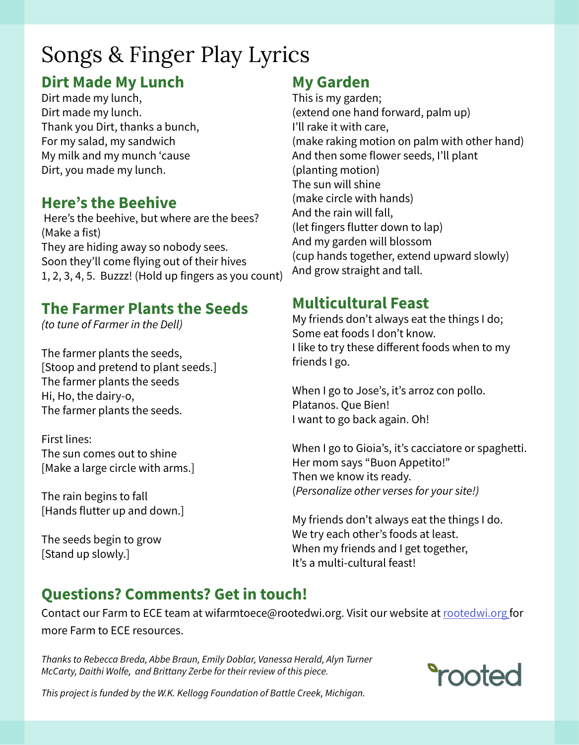# Songs & Finger Play Lyrics

## Dirt Made My Lunch

Dirt made my lunch,
Dirt made my lunch.
Thank you Dirt, thanks a bunch,
For my salad, my sandwich
My milk and my munch 'cause
Dirt, you made my lunch.

## Here's the Beehive

Here's the beehive, but where are the bees?
(Make a fist)
They are hiding away so nobody sees.
Soon they'll come flying out of their hives
1, 2, 3, 4, 5. Buzzz! (Hold up fingers as you count)

## The Farmer Plants the Seeds

*(to tune of Farmer in the Dell)*

The farmer plants the seeds,
[Stoop and pretend to plant seeds.]
The farmer plants the seeds
Hi, Ho, the dairy-o,
The farmer plants the seeds.

First lines:
The sun comes out to shine
[Make a large circle with arms.]

The rain begins to fall
[Hands flutter up and down.]

The seeds begin to grow
[Stand up slowly.]

## My Garden

This is my garden;
(extend one hand forward, palm up)
I'll rake it with care,
(make raking motion on palm with other hand)
And then some flower seeds, I'll plant
(planting motion)
The sun will shine
(make circle with hands)
And the rain will fall,
(let fingers flutter down to lap)
And my garden will blossom
(cup hands together, extend upward slowly)
And grow straight and tall.

## Multicultural Feast

My friends don't always eat the things I do;
Some eat foods I don't know.
I like to try these different foods when to my friends I go.

When I go to Jose's, it's arroz con pollo.
Platanos. Que Bien!
I want to go back again. Oh!

When I go to Gioia's, it's cacciatore or spaghetti.
Her mom says "Buon Appetito!"
Then we know its ready.
(*Personalize other verses for your site!)*

My friends don't always eat the things I do.
We try each other's foods at least.
When my friends and I get together,
It's a multi-cultural feast!

## Questions? Comments? Get in touch!

Contact our Farm to ECE team at wifarmtoece@rootedwi.org. Visit our website at rootedwi.org for more Farm to ECE resources.

*Thanks to Rebecca Breda, Abbe Braun, Emily Doblar, Vanessa Herald, Alyn Turner McCarty, Daithi Wolfe, and Brittany Zerbe for their review of this piece.*

*This project is funded by the W.K. Kellogg Foundation of Battle Creek, Michigan.*

rooted